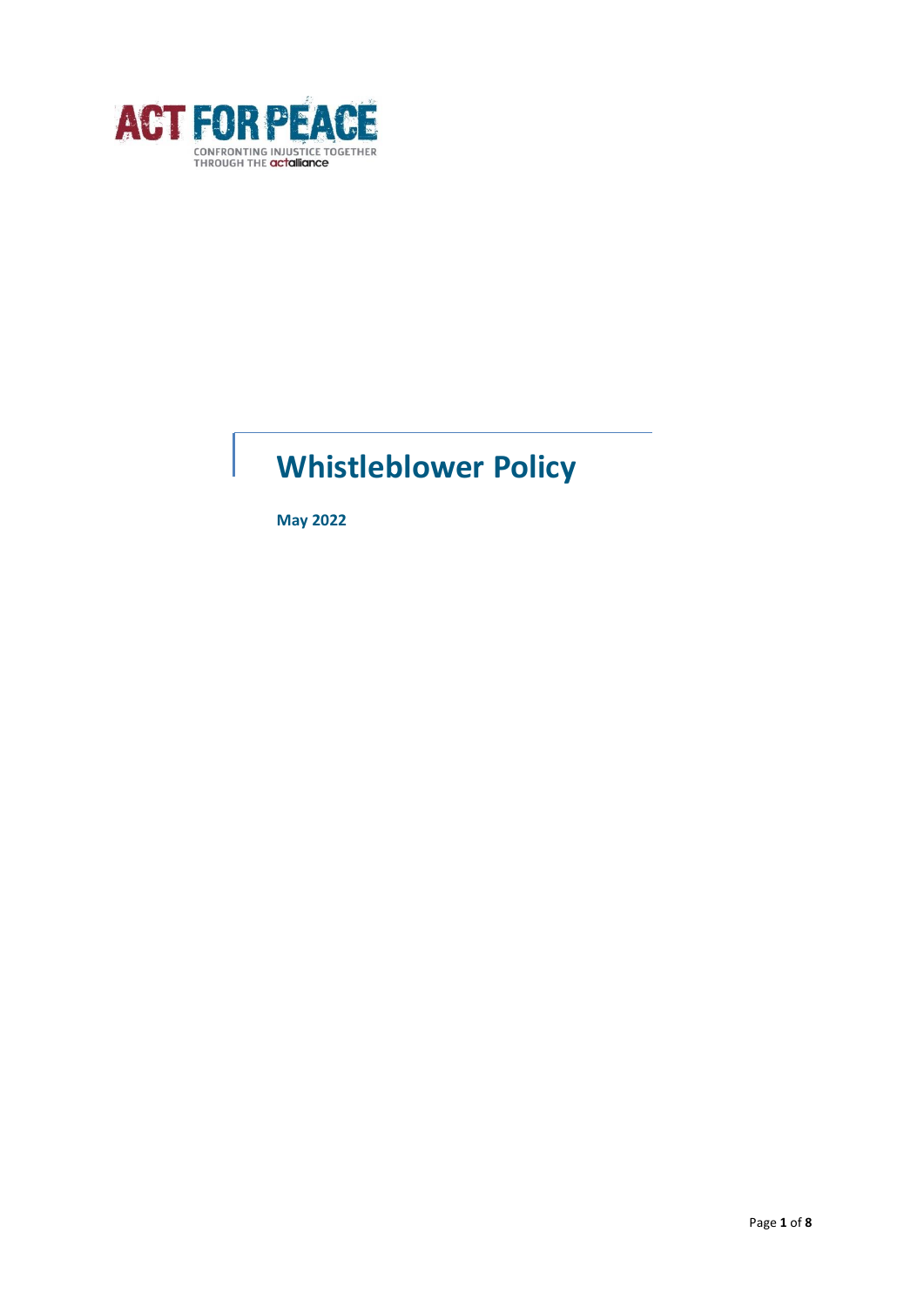ACT FOR PEACE

CONFRONTING INJUSTICE TOGETHER THROUGH THE actalliance

# Whistleblower Policy

**May 2022**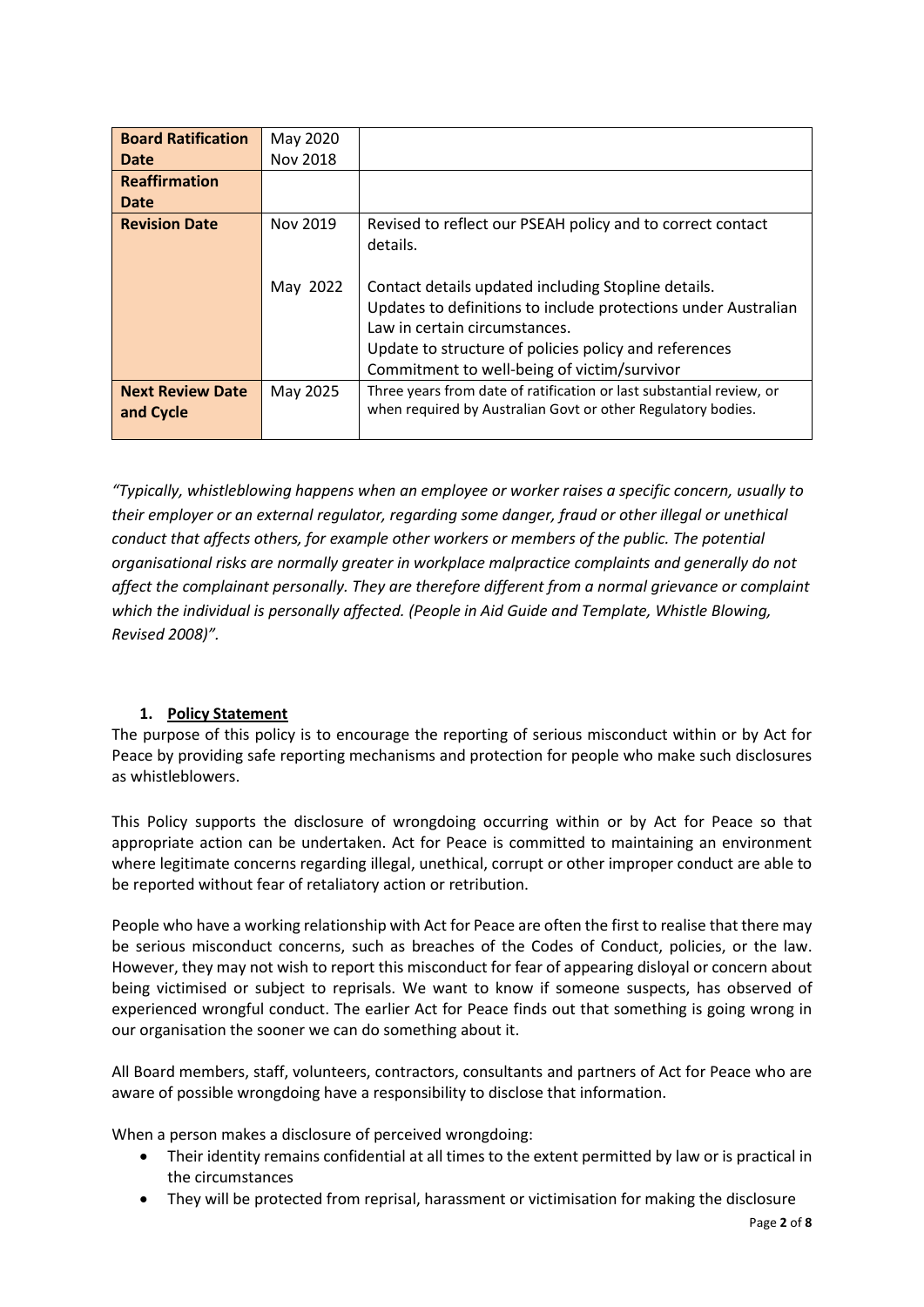| Board Ratification Date | May 2020<br>Nov 2018 | |
|---|---|---|
| Reaffirmation Date | | |
| Revision Date | Nov 2019<br><br>May 2022 | Revised to reflect our PSEAH policy and to correct contact details.<br><br>Contact details updated including Stopline details.<br>Updates to definitions to include protections under Australian Law in certain circumstances.<br>Update to structure of policies policy and references<br>Commitment to well-being of victim/survivor |
| Next Review Date and Cycle | May 2025 | Three years from date of ratification or last substantial review, or when required by Australian Govt or other Regulatory bodies. |

*"Typically, whistleblowing happens when an employee or worker raises a specific concern, usually to their employer or an external regulator, regarding some danger, fraud or other illegal or unethical conduct that affects others, for example other workers or members of the public. The potential organisational risks are normally greater in workplace malpractice complaints and generally do not affect the complainant personally. They are therefore different from a normal grievance or complaint which the individual is personally affected. (People in Aid Guide and Template, Whistle Blowing, Revised 2008)".*

## 1. Policy Statement

The purpose of this policy is to encourage the reporting of serious misconduct within or by Act for Peace by providing safe reporting mechanisms and protection for people who make such disclosures as whistleblowers.

This Policy supports the disclosure of wrongdoing occurring within or by Act for Peace so that appropriate action can be undertaken. Act for Peace is committed to maintaining an environment where legitimate concerns regarding illegal, unethical, corrupt or other improper conduct are able to be reported without fear of retaliatory action or retribution.

People who have a working relationship with Act for Peace are often the first to realise that there may be serious misconduct concerns, such as breaches of the Codes of Conduct, policies, or the law. However, they may not wish to report this misconduct for fear of appearing disloyal or concern about being victimised or subject to reprisals. We want to know if someone suspects, has observed of experienced wrongful conduct. The earlier Act for Peace finds out that something is going wrong in our organisation the sooner we can do something about it.

All Board members, staff, volunteers, contractors, consultants and partners of Act for Peace who are aware of possible wrongdoing have a responsibility to disclose that information.

When a person makes a disclosure of perceived wrongdoing:

- Their identity remains confidential at all times to the extent permitted by law or is practical in the circumstances
- They will be protected from reprisal, harassment or victimisation for making the disclosure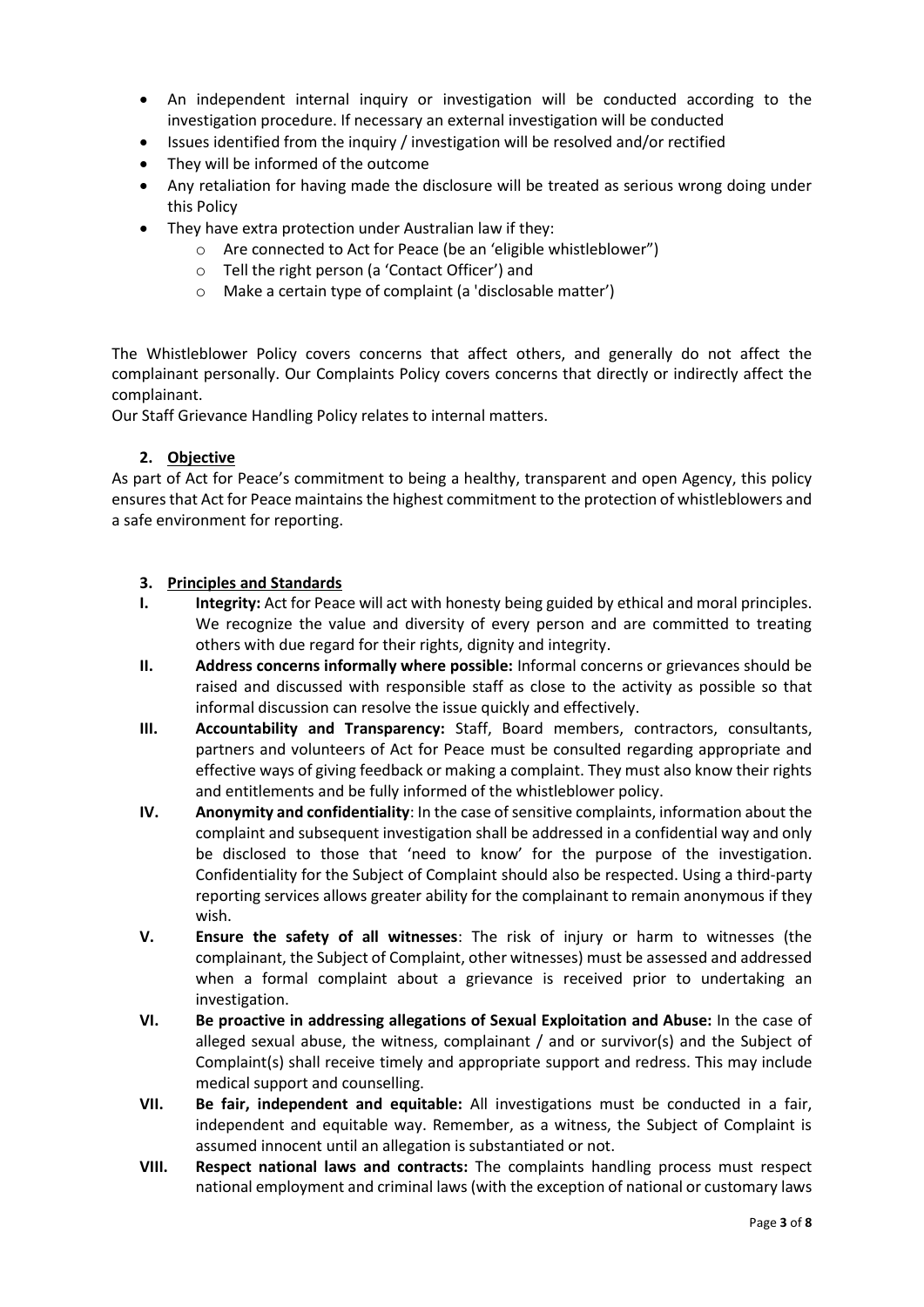- An independent internal inquiry or investigation will be conducted according to the investigation procedure. If necessary an external investigation will be conducted
- Issues identified from the inquiry / investigation will be resolved and/or rectified
- They will be informed of the outcome
- Any retaliation for having made the disclosure will be treated as serious wrong doing under this Policy
- They have extra protection under Australian law if they:
  - Are connected to Act for Peace (be an 'eligible whistleblower")
  - Tell the right person (a 'Contact Officer') and
  - Make a certain type of complaint (a 'disclosable matter')

The Whistleblower Policy covers concerns that affect others, and generally do not affect the complainant personally. Our Complaints Policy covers concerns that directly or indirectly affect the complainant.

Our Staff Grievance Handling Policy relates to internal matters.

## 2. Objective

As part of Act for Peace's commitment to being a healthy, transparent and open Agency, this policy ensures that Act for Peace maintains the highest commitment to the protection of whistleblowers and a safe environment for reporting.

## 3. Principles and Standards

I. **Integrity:** Act for Peace will act with honesty being guided by ethical and moral principles. We recognize the value and diversity of every person and are committed to treating others with due regard for their rights, dignity and integrity.

II. **Address concerns informally where possible:** Informal concerns or grievances should be raised and discussed with responsible staff as close to the activity as possible so that informal discussion can resolve the issue quickly and effectively.

III. **Accountability and Transparency:** Staff, Board members, contractors, consultants, partners and volunteers of Act for Peace must be consulted regarding appropriate and effective ways of giving feedback or making a complaint. They must also know their rights and entitlements and be fully informed of the whistleblower policy.

IV. **Anonymity and confidentiality**: In the case of sensitive complaints, information about the complaint and subsequent investigation shall be addressed in a confidential way and only be disclosed to those that 'need to know' for the purpose of the investigation. Confidentiality for the Subject of Complaint should also be respected. Using a third-party reporting services allows greater ability for the complainant to remain anonymous if they wish.

V. **Ensure the safety of all witnesses**: The risk of injury or harm to witnesses (the complainant, the Subject of Complaint, other witnesses) must be assessed and addressed when a formal complaint about a grievance is received prior to undertaking an investigation.

VI. **Be proactive in addressing allegations of Sexual Exploitation and Abuse:** In the case of alleged sexual abuse, the witness, complainant / and or survivor(s) and the Subject of Complaint(s) shall receive timely and appropriate support and redress. This may include medical support and counselling.

VII. **Be fair, independent and equitable:** All investigations must be conducted in a fair, independent and equitable way. Remember, as a witness, the Subject of Complaint is assumed innocent until an allegation is substantiated or not.

VIII. **Respect national laws and contracts:** The complaints handling process must respect national employment and criminal laws (with the exception of national or customary laws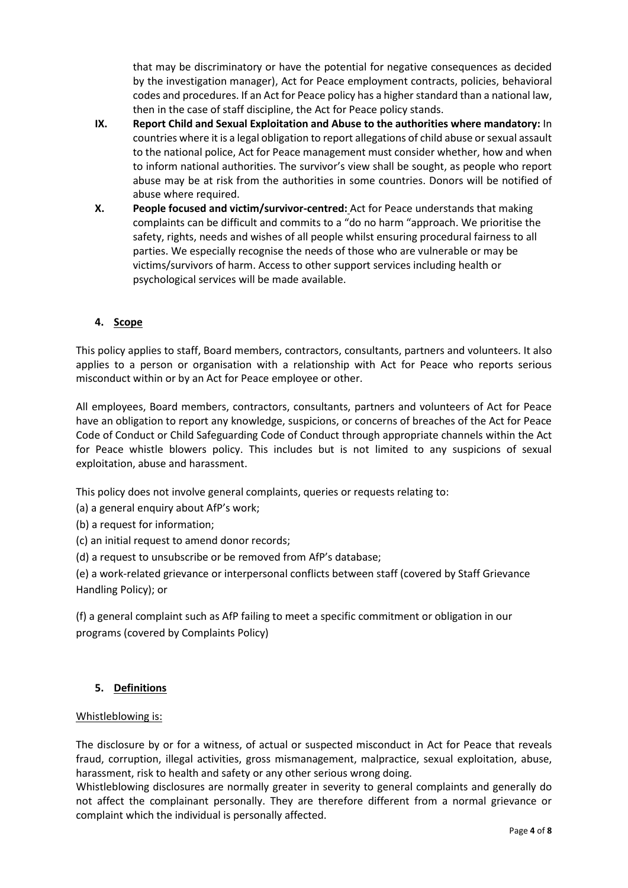that may be discriminatory or have the potential for negative consequences as decided by the investigation manager), Act for Peace employment contracts, policies, behavioral codes and procedures. If an Act for Peace policy has a higher standard than a national law, then in the case of staff discipline, the Act for Peace policy stands.

- **IX. Report Child and Sexual Exploitation and Abuse to the authorities where mandatory:** In countries where it is a legal obligation to report allegations of child abuse or sexual assault to the national police, Act for Peace management must consider whether, how and when to inform national authorities. The survivor's view shall be sought, as people who report abuse may be at risk from the authorities in some countries. Donors will be notified of abuse where required.
- **X. People focused and victim/survivor-centred:** Act for Peace understands that making complaints can be difficult and commits to a "do no harm "approach. We prioritise the safety, rights, needs and wishes of all people whilst ensuring procedural fairness to all parties. We especially recognise the needs of those who are vulnerable or may be victims/survivors of harm. Access to other support services including health or psychological services will be made available.

## 4. Scope

This policy applies to staff, Board members, contractors, consultants, partners and volunteers. It also applies to a person or organisation with a relationship with Act for Peace who reports serious misconduct within or by an Act for Peace employee or other.

All employees, Board members, contractors, consultants, partners and volunteers of Act for Peace have an obligation to report any knowledge, suspicions, or concerns of breaches of the Act for Peace Code of Conduct or Child Safeguarding Code of Conduct through appropriate channels within the Act for Peace whistle blowers policy. This includes but is not limited to any suspicions of sexual exploitation, abuse and harassment.

This policy does not involve general complaints, queries or requests relating to:

(a) a general enquiry about AfP's work;

(b) a request for information;

(c) an initial request to amend donor records;

(d) a request to unsubscribe or be removed from AfP's database;

(e) a work-related grievance or interpersonal conflicts between staff (covered by Staff Grievance Handling Policy); or

(f) a general complaint such as AfP failing to meet a specific commitment or obligation in our programs (covered by Complaints Policy)

## 5. Definitions

Whistleblowing is:

The disclosure by or for a witness, of actual or suspected misconduct in Act for Peace that reveals fraud, corruption, illegal activities, gross mismanagement, malpractice, sexual exploitation, abuse, harassment, risk to health and safety or any other serious wrong doing.

Whistleblowing disclosures are normally greater in severity to general complaints and generally do not affect the complainant personally. They are therefore different from a normal grievance or complaint which the individual is personally affected.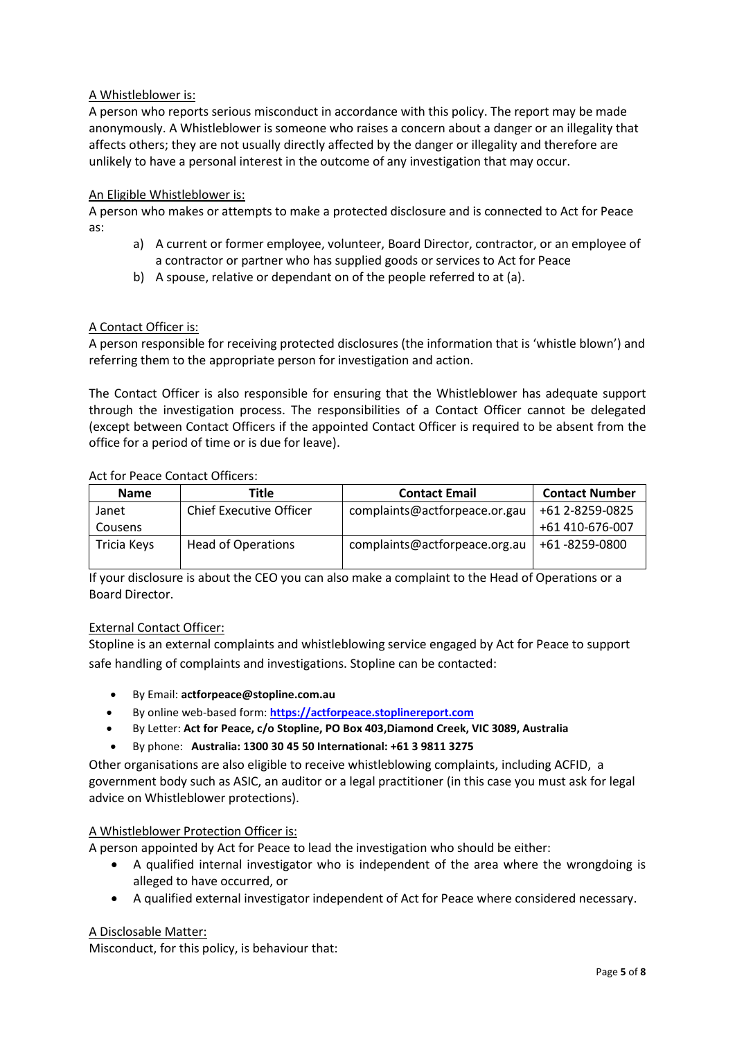A Whistleblower is:

A person who reports serious misconduct in accordance with this policy. The report may be made anonymously. A Whistleblower is someone who raises a concern about a danger or an illegality that affects others; they are not usually directly affected by the danger or illegality and therefore are unlikely to have a personal interest in the outcome of any investigation that may occur.

An Eligible Whistleblower is:

A person who makes or attempts to make a protected disclosure and is connected to Act for Peace as:

a) A current or former employee, volunteer, Board Director, contractor, or an employee of a contractor or partner who has supplied goods or services to Act for Peace
b) A spouse, relative or dependant on of the people referred to at (a).

A Contact Officer is:

A person responsible for receiving protected disclosures (the information that is 'whistle blown') and referring them to the appropriate person for investigation and action.

The Contact Officer is also responsible for ensuring that the Whistleblower has adequate support through the investigation process. The responsibilities of a Contact Officer cannot be delegated (except between Contact Officers if the appointed Contact Officer is required to be absent from the office for a period of time or is due for leave).

Act for Peace Contact Officers:

| Name | Title | Contact Email | Contact Number |
|---|---|---|---|
| Janet Cousens | Chief Executive Officer | complaints@actforpeace.or.gau | +61 2-8259-0825 +61 410-676-007 |
| Tricia Keys | Head of Operations | complaints@actforpeace.org.au | +61 -8259-0800 |

If your disclosure is about the CEO you can also make a complaint to the Head of Operations or a Board Director.

External Contact Officer:

Stopline is an external complaints and whistleblowing service engaged by Act for Peace to support safe handling of complaints and investigations. Stopline can be contacted:

- By Email: **actforpeace@stopline.com.au**
- By online web-based form: **https://actforpeace.stoplinereport.com**
- By Letter: **Act for Peace, c/o Stopline, PO Box 403,Diamond Creek, VIC 3089, Australia**
- By phone: **Australia: 1300 30 45 50 International: +61 3 9811 3275**

Other organisations are also eligible to receive whistleblowing complaints, including ACFID, a government body such as ASIC, an auditor or a legal practitioner (in this case you must ask for legal advice on Whistleblower protections).

A Whistleblower Protection Officer is:

A person appointed by Act for Peace to lead the investigation who should be either:

- A qualified internal investigator who is independent of the area where the wrongdoing is alleged to have occurred, or
- A qualified external investigator independent of Act for Peace where considered necessary.

A Disclosable Matter:

Misconduct, for this policy, is behaviour that: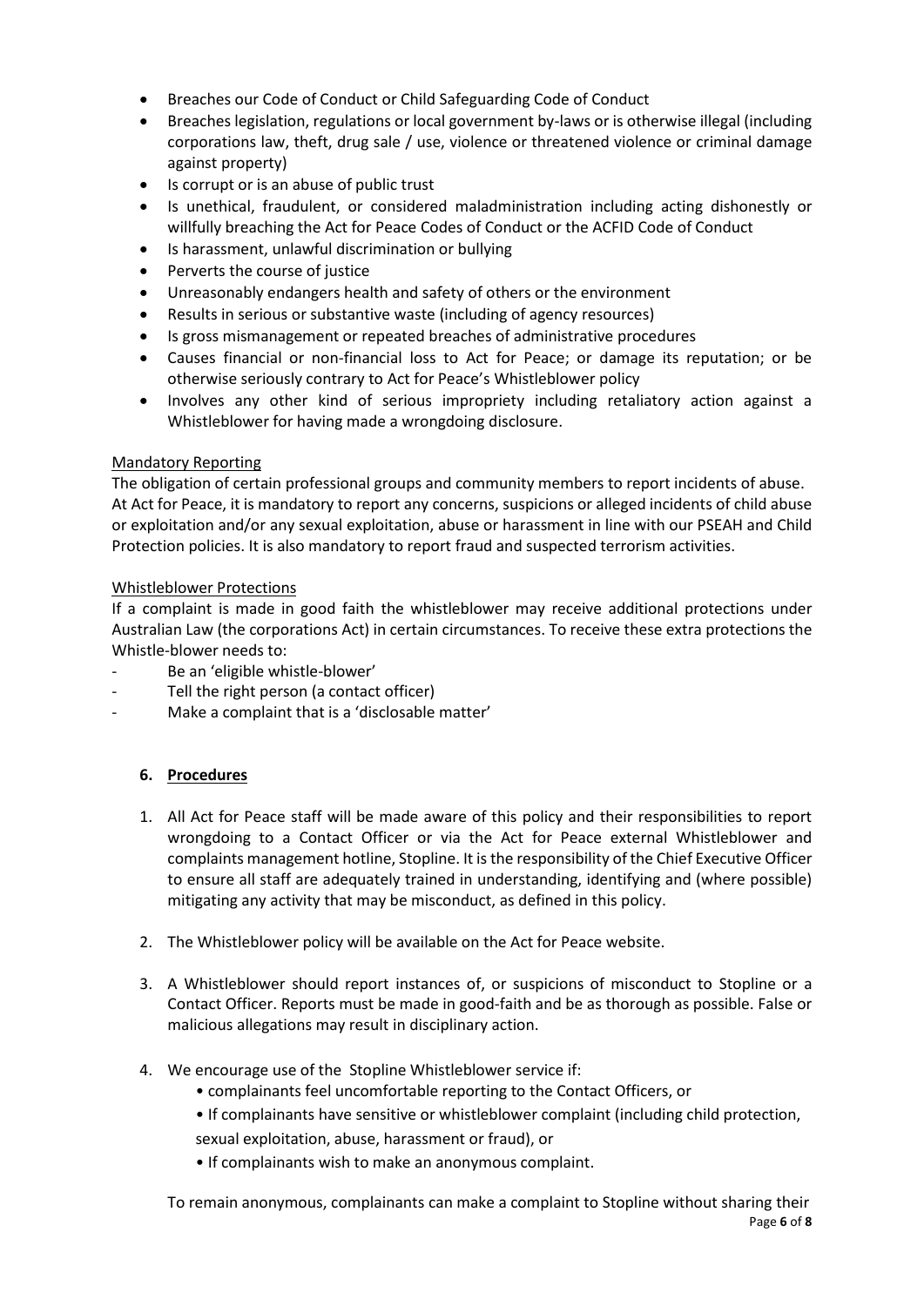- Breaches our Code of Conduct or Child Safeguarding Code of Conduct
- Breaches legislation, regulations or local government by-laws or is otherwise illegal (including corporations law, theft, drug sale / use, violence or threatened violence or criminal damage against property)
- Is corrupt or is an abuse of public trust
- Is unethical, fraudulent, or considered maladministration including acting dishonestly or willfully breaching the Act for Peace Codes of Conduct or the ACFID Code of Conduct
- Is harassment, unlawful discrimination or bullying
- Perverts the course of justice
- Unreasonably endangers health and safety of others or the environment
- Results in serious or substantive waste (including of agency resources)
- Is gross mismanagement or repeated breaches of administrative procedures
- Causes financial or non-financial loss to Act for Peace; or damage its reputation; or be otherwise seriously contrary to Act for Peace's Whistleblower policy
- Involves any other kind of serious impropriety including retaliatory action against a Whistleblower for having made a wrongdoing disclosure.

Mandatory Reporting

The obligation of certain professional groups and community members to report incidents of abuse. At Act for Peace, it is mandatory to report any concerns, suspicions or alleged incidents of child abuse or exploitation and/or any sexual exploitation, abuse or harassment in line with our PSEAH and Child Protection policies. It is also mandatory to report fraud and suspected terrorism activities.

Whistleblower Protections

If a complaint is made in good faith the whistleblower may receive additional protections under Australian Law (the corporations Act) in certain circumstances. To receive these extra protections the Whistle-blower needs to:

- Be an 'eligible whistle-blower'
- Tell the right person (a contact officer)
- Make a complaint that is a 'disclosable matter'

## 6. Procedures

1. All Act for Peace staff will be made aware of this policy and their responsibilities to report wrongdoing to a Contact Officer or via the Act for Peace external Whistleblower and complaints management hotline, Stopline. It is the responsibility of the Chief Executive Officer to ensure all staff are adequately trained in understanding, identifying and (where possible) mitigating any activity that may be misconduct, as defined in this policy.

2. The Whistleblower policy will be available on the Act for Peace website.

3. A Whistleblower should report instances of, or suspicions of misconduct to Stopline or a Contact Officer. Reports must be made in good-faith and be as thorough as possible. False or malicious allegations may result in disciplinary action.

4. We encourage use of the Stopline Whistleblower service if:
   - complainants feel uncomfortable reporting to the Contact Officers, or
   - If complainants have sensitive or whistleblower complaint (including child protection, sexual exploitation, abuse, harassment or fraud), or
   - If complainants wish to make an anonymous complaint.

   To remain anonymous, complainants can make a complaint to Stopline without sharing their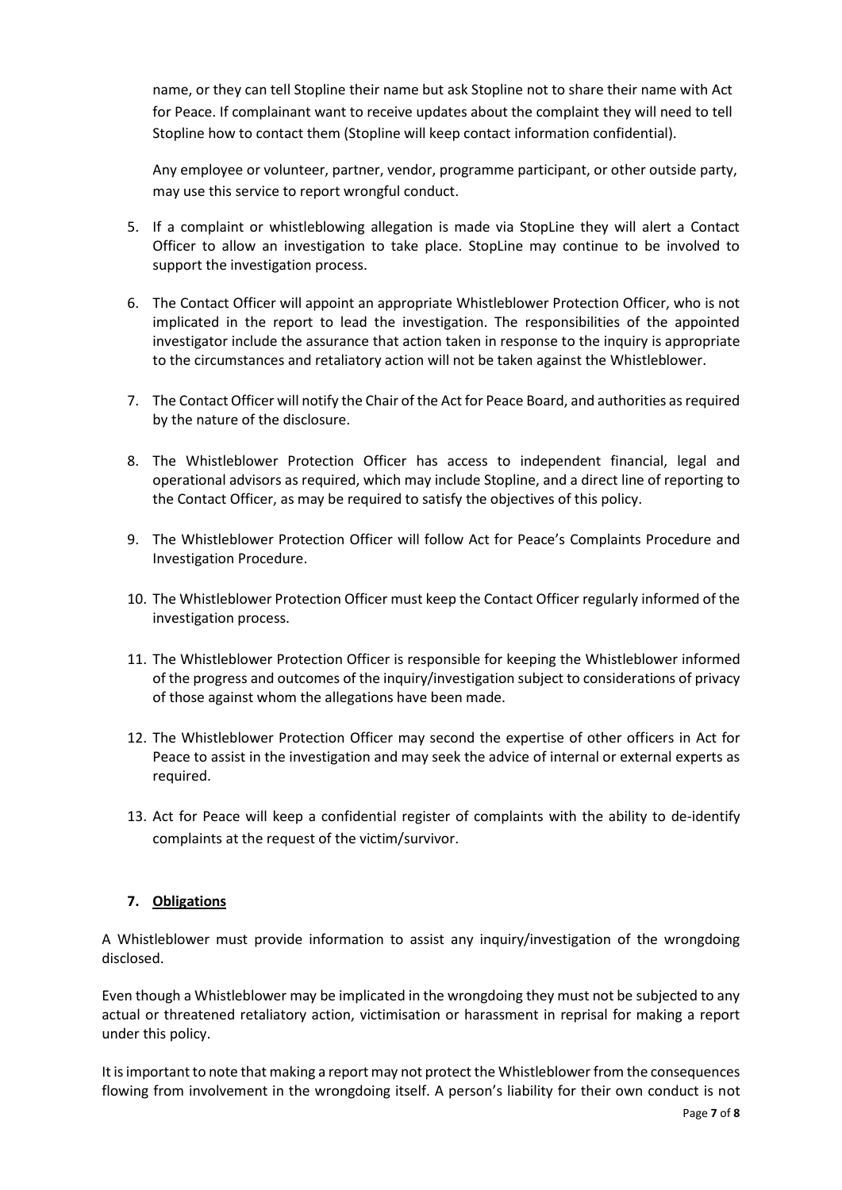name, or they can tell Stopline their name but ask Stopline not to share their name with Act for Peace. If complainant want to receive updates about the complaint they will need to tell Stopline how to contact them (Stopline will keep contact information confidential).

Any employee or volunteer, partner, vendor, programme participant, or other outside party, may use this service to report wrongful conduct.

5. If a complaint or whistleblowing allegation is made via StopLine they will alert a Contact Officer to allow an investigation to take place. StopLine may continue to be involved to support the investigation process.
6. The Contact Officer will appoint an appropriate Whistleblower Protection Officer, who is not implicated in the report to lead the investigation. The responsibilities of the appointed investigator include the assurance that action taken in response to the inquiry is appropriate to the circumstances and retaliatory action will not be taken against the Whistleblower.
7. The Contact Officer will notify the Chair of the Act for Peace Board, and authorities as required by the nature of the disclosure.
8. The Whistleblower Protection Officer has access to independent financial, legal and operational advisors as required, which may include Stopline, and a direct line of reporting to the Contact Officer, as may be required to satisfy the objectives of this policy.
9. The Whistleblower Protection Officer will follow Act for Peace's Complaints Procedure and Investigation Procedure.
10. The Whistleblower Protection Officer must keep the Contact Officer regularly informed of the investigation process.
11. The Whistleblower Protection Officer is responsible for keeping the Whistleblower informed of the progress and outcomes of the inquiry/investigation subject to considerations of privacy of those against whom the allegations have been made.
12. The Whistleblower Protection Officer may second the expertise of other officers in Act for Peace to assist in the investigation and may seek the advice of internal or external experts as required.
13. Act for Peace will keep a confidential register of complaints with the ability to de-identify complaints at the request of the victim/survivor.

## 7. Obligations

A Whistleblower must provide information to assist any inquiry/investigation of the wrongdoing disclosed.

Even though a Whistleblower may be implicated in the wrongdoing they must not be subjected to any actual or threatened retaliatory action, victimisation or harassment in reprisal for making a report under this policy.

It is important to note that making a report may not protect the Whistleblower from the consequences flowing from involvement in the wrongdoing itself. A person's liability for their own conduct is not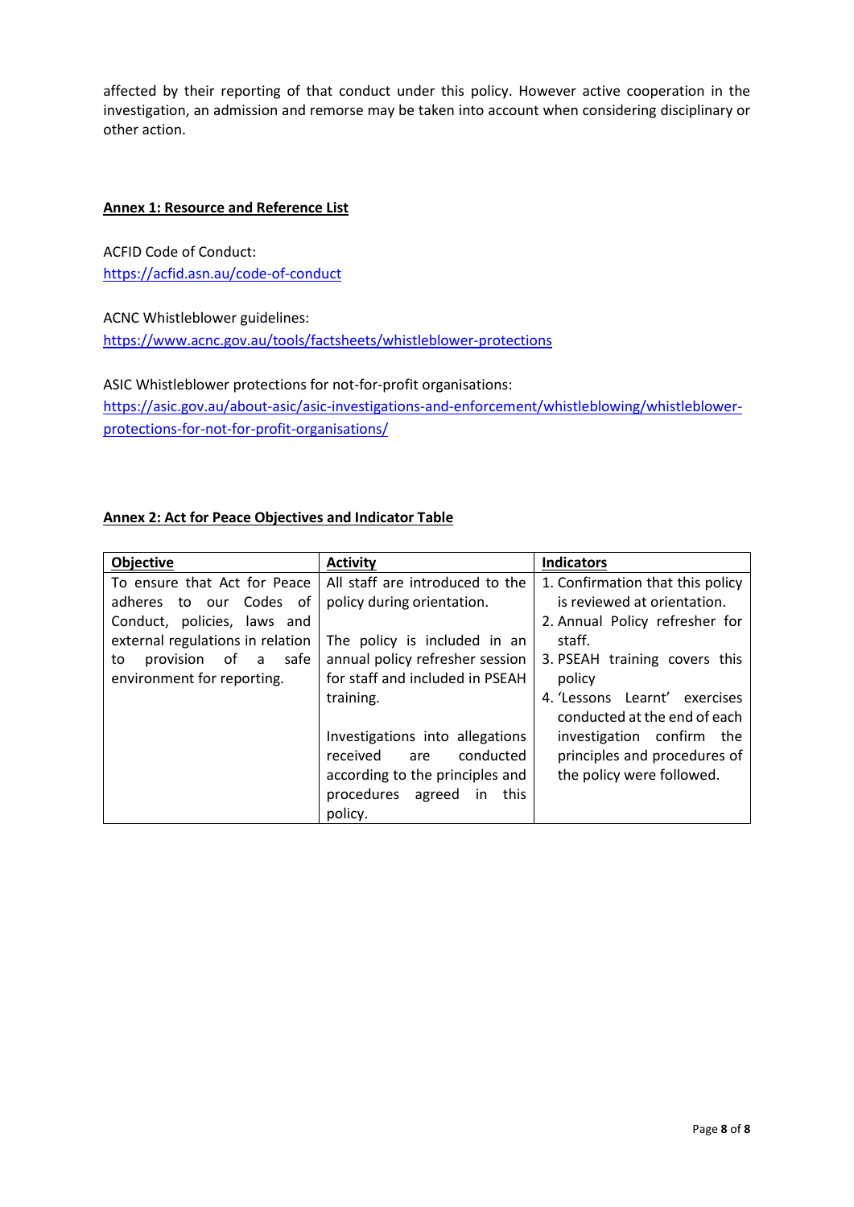affected by their reporting of that conduct under this policy. However active cooperation in the investigation, an admission and remorse may be taken into account when considering disciplinary or other action.

## Annex 1: Resource and Reference List

ACFID Code of Conduct:
https://acfid.asn.au/code-of-conduct

ACNC Whistleblower guidelines:
https://www.acnc.gov.au/tools/factsheets/whistleblower-protections

ASIC Whistleblower protections for not-for-profit organisations:
https://asic.gov.au/about-asic/asic-investigations-and-enforcement/whistleblowing/whistleblower-protections-for-not-for-profit-organisations/

## Annex 2: Act for Peace Objectives and Indicator Table

| Objective | Activity | Indicators |
|---|---|---|
| To ensure that Act for Peace adheres to our Codes of Conduct, policies, laws and external regulations in relation to provision of a safe environment for reporting. | All staff are introduced to the policy during orientation.<br><br>The policy is included in an annual policy refresher session for staff and included in PSEAH training.<br><br>Investigations into allegations received are conducted according to the principles and procedures agreed in this policy. | 1. Confirmation that this policy is reviewed at orientation.<br>2. Annual Policy refresher for staff.<br>3. PSEAH training covers this policy<br>4. 'Lessons Learnt' exercises conducted at the end of each investigation confirm the principles and procedures of the policy were followed. |